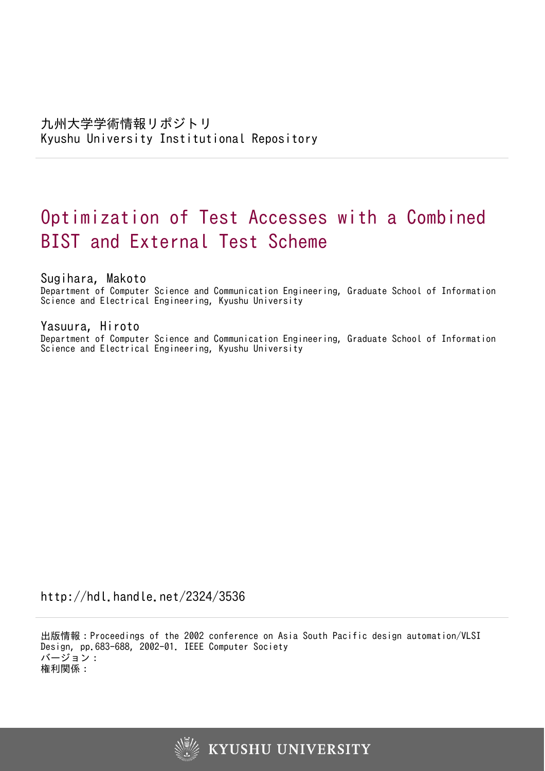九州大学学術情報リポジトリ
Kyushu University Institutional Repository

# Optimization of Test Accesses with a Combined BIST and External Test Scheme

Sugihara, Makoto
Department of Computer Science and Communication Engineering, Graduate School of Information Science and Electrical Engineering, Kyushu University

Yasuura, Hiroto
Department of Computer Science and Communication Engineering, Graduate School of Information Science and Electrical Engineering, Kyushu University

http://hdl.handle.net/2324/3536

出版情報：Proceedings of the 2002 conference on Asia South Pacific design automation/VLSI Design, pp.683-688, 2002-01. IEEE Computer Society
バージョン：
権利関係：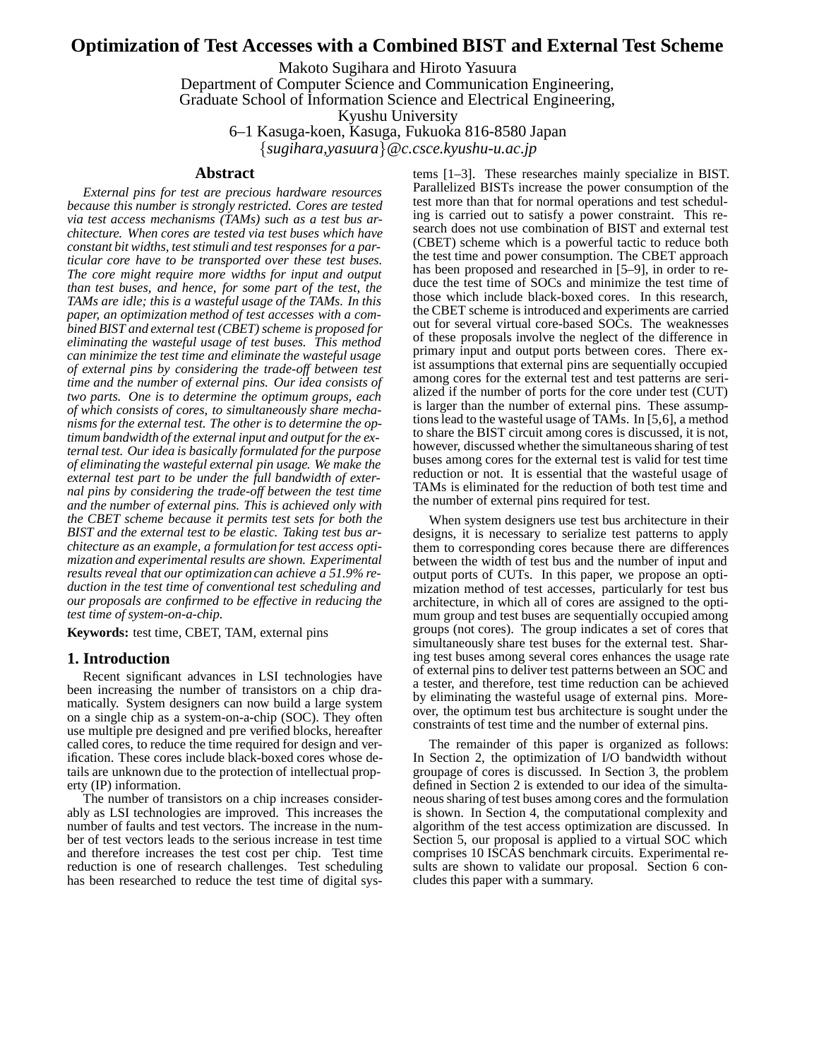# Optimization of Test Accesses with a Combined BIST and External Test Scheme

Makoto Sugihara and Hiroto Yasuura
Department of Computer Science and Communication Engineering,
Graduate School of Information Science and Electrical Engineering,
Kyushu University
6–1 Kasuga-koen, Kasuga, Fukuoka 816-8580 Japan
{*sugihara*,*yasuura*}*@c.csce.kyushu-u.ac.jp*

## Abstract

*External pins for test are precious hardware resources because this number is strongly restricted. Cores are tested via test access mechanisms (TAMs) such as a test bus architecture. When cores are tested via test buses which have constant bit widths, test stimuli and test responses for a particular core have to be transported over these test buses. The core might require more widths for input and output than test buses, and hence, for some part of the test, the TAMs are idle; this is a wasteful usage of the TAMs. In this paper, an optimization method of test accesses with a combined BIST and external test (CBET) scheme is proposed for eliminating the wasteful usage of test buses. This method can minimize the test time and eliminate the wasteful usage of external pins by considering the trade-off between test time and the number of external pins. Our idea consists of two parts. One is to determine the optimum groups, each of which consists of cores, to simultaneously share mechanisms for the external test. The other is to determine the optimum bandwidth of the external input and output for the external test. Our idea is basically formulated for the purpose of eliminating the wasteful external pin usage. We make the external test part to be under the full bandwidth of external pins by considering the trade-off between the test time and the number of external pins. This is achieved only with the CBET scheme because it permits test sets for both the BIST and the external test to be elastic. Taking test bus architecture as an example, a formulation for test access optimization and experimental results are shown. Experimental results reveal that our optimization can achieve a 51.9% reduction in the test time of conventional test scheduling and our proposals are confirmed to be effective in reducing the test time of system-on-a-chip.*

**Keywords:** test time, CBET, TAM, external pins

## 1. Introduction

Recent significant advances in LSI technologies have been increasing the number of transistors on a chip dramatically. System designers can now build a large system on a single chip as a system-on-a-chip (SOC). They often use multiple pre designed and pre verified blocks, hereafter called cores, to reduce the time required for design and verification. These cores include black-boxed cores whose details are unknown due to the protection of intellectual property (IP) information.

The number of transistors on a chip increases considerably as LSI technologies are improved. This increases the number of faults and test vectors. The increase in the number of test vectors leads to the serious increase in test time and therefore increases the test cost per chip. Test time reduction is one of research challenges. Test scheduling has been researched to reduce the test time of digital systems [1–3]. These researches mainly specialize in BIST. Parallelized BISTs increase the power consumption of the test more than that for normal operations and test scheduling is carried out to satisfy a power constraint. This research does not use combination of BIST and external test (CBET) scheme which is a powerful tactic to reduce both the test time and power consumption. The CBET approach has been proposed and researched in [5–9], in order to reduce the test time of SOCs and minimize the test time of those which include black-boxed cores. In this research, the CBET scheme is introduced and experiments are carried out for several virtual core-based SOCs. The weaknesses of these proposals involve the neglect of the difference in primary input and output ports between cores. There exist assumptions that external pins are sequentially occupied among cores for the external test and test patterns are serialized if the number of ports for the core under test (CUT) is larger than the number of external pins. These assumptions lead to the wasteful usage of TAMs. In [5,6], a method to share the BIST circuit among cores is discussed, it is not, however, discussed whether the simultaneous sharing of test buses among cores for the external test is valid for test time reduction or not. It is essential that the wasteful usage of TAMs is eliminated for the reduction of both test time and the number of external pins required for test.

When system designers use test bus architecture in their designs, it is necessary to serialize test patterns to apply them to corresponding cores because there are differences between the width of test bus and the number of input and output ports of CUTs. In this paper, we propose an optimization method of test accesses, particularly for test bus architecture, in which all of cores are assigned to the optimum group and test buses are sequentially occupied among groups (not cores). The group indicates a set of cores that simultaneously share test buses for the external test. Sharing test buses among several cores enhances the usage rate of external pins to deliver test patterns between an SOC and a tester, and therefore, test time reduction can be achieved by eliminating the wasteful usage of external pins. Moreover, the optimum test bus architecture is sought under the constraints of test time and the number of external pins.

The remainder of this paper is organized as follows: In Section 2, the optimization of I/O bandwidth without groupage of cores is discussed. In Section 3, the problem defined in Section 2 is extended to our idea of the simultaneous sharing of test buses among cores and the formulation is shown. In Section 4, the computational complexity and algorithm of the test access optimization are discussed. In Section 5, our proposal is applied to a virtual SOC which comprises 10 ISCAS benchmark circuits. Experimental results are shown to validate our proposal. Section 6 concludes this paper with a summary.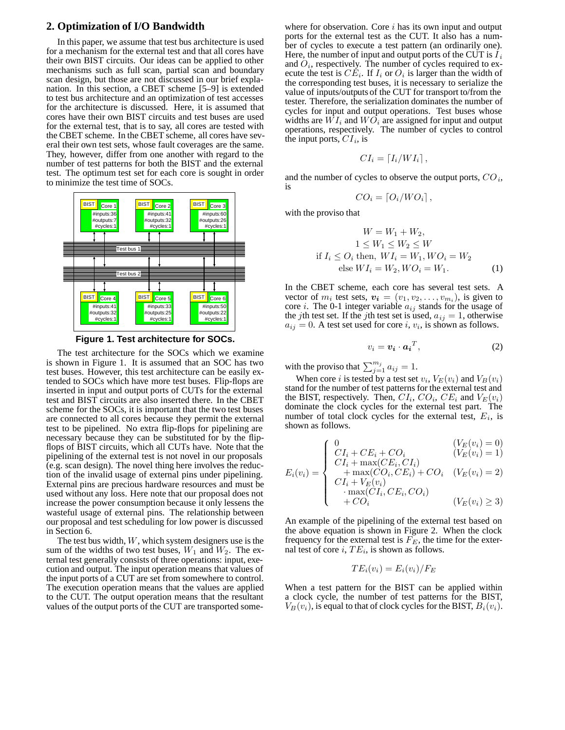## 2. Optimization of I/O Bandwidth

In this paper, we assume that test bus architecture is used for a mechanism for the external test and that all cores have their own BIST circuits. Our ideas can be applied to other mechanisms such as full scan, partial scan and boundary scan design, but those are not discussed in our brief explanation. In this section, a CBET scheme [5–9] is extended to test bus architecture and an optimization of test accesses for the architecture is discussed. Here, it is assumed that cores have their own BIST circuits and test buses are used for the external test, that is to say, all cores are tested with the CBET scheme. In the CBET scheme, all cores have several their own test sets, whose fault coverages are the same. They, however, differ from one another with regard to the number of test patterns for both the BIST and the external test. The optimum test set for each core is sought in order to minimize the test time of SOCs.

BIST Core 1 #inputs:36 #outputs:7 #cycles:1
BIST Core 2 #inputs:41 #outputs:32 #cycles:1
BIST Core 3 #inputs:60 #outputs:26 #cycles:1
Test bus 1
Test bus 2
BIST Core 4 #inputs:41 #outputs:32 #cycles:1
BIST Core 5 #inputs:33 #outputs:25 #cycles:1
BIST Core 6 #inputs:50 #outputs:22 #cycles:1

**Figure 1. Test architecture for SOCs.**

The test architecture for the SOCs which we examine is shown in Figure 1. It is assumed that an SOC has two test buses. However, this test architecture can be easily extended to SOCs which have more test buses. Flip-flops are inserted in input and output ports of CUTs for the external test and BIST circuits are also inserted there. In the CBET scheme for the SOCs, it is important that the two test buses are connected to all cores because they permit the external test to be pipelined. No extra flip-flops for pipelining are necessary because they can be substituted for by the flip-flops of BIST circuits, which all CUTs have. Note that the pipelining of the external test is not novel in our proposals (e.g. scan design). The novel thing here involves the reduction of the invalid usage of external pins under pipelining. External pins are precious hardware resources and must be used without any loss. Here note that our proposal does not increase the power consumption because it only lessens the wasteful usage of external pins. The relationship between our proposal and test scheduling for low power is discussed in Section 6.

The test bus width, $W$, which system designers use is the sum of the widths of two test buses, $W_1$ and $W_2$. The external test generally consists of three operations: input, execution and output. The input operation means that values of the input ports of a CUT are set from somewhere to control. The execution operation means that the values are applied to the CUT. The output operation means that the resultant values of the output ports of the CUT are transported somewhere for observation. Core $i$ has its own input and output ports for the external test as the CUT. It also has a number of cycles to execute a test pattern (an ordinarily one). Here, the number of input and output ports of the CUT is $I_i$ and $O_i$, respectively. The number of cycles required to execute the test is $CE_i$. If $I_i$ or $O_i$ is larger than the width of the corresponding test buses, it is necessary to serialize the value of inputs/outputs of the CUT for transport to/from the tester. Therefore, the serialization dominates the number of cycles for input and output operations. Test buses whose widths are $WI_i$ and $WO_i$ are assigned for input and output operations, respectively. The number of cycles to control the input ports, $CI_i$, is

$$CI_i = \lceil I_i / WI_i \rceil,$$

and the number of cycles to observe the output ports, $CO_i$, is

$$CO_i = \lceil O_i / WO_i \rceil,$$

with the proviso that

$$\begin{array}{c} W = W_1 + W_2, \\ 1 \le W_1 \le W_2 \le W \\ \text{if } I_i \le O_i \text{ then, } WI_i = W_1, WO_i = W_2 \\ \text{else } WI_i = W_2, WO_i = W_1. \end{array} \qquad (1)$$

In the CBET scheme, each core has several test sets. A vector of $m_i$ test sets, $\boldsymbol{v_i} = (v_1, v_2, \ldots, v_{m_i})$, is given to core $i$. The 0-1 integer variable $a_{ij}$ stands for the usage of the $j$th test set. If the $j$th test set is used, $a_{ij} = 1$, otherwise $a_{ij} = 0$. A test set used for core $i$, $v_i$, is shown as follows.

$$v_i = \boldsymbol{v_i} \cdot \boldsymbol{a_i}^T, \qquad (2)$$

with the proviso that $\sum_{j=1}^{m_j} a_{ij} = 1$.

When core $i$ is tested by a test set $v_i$, $V_E(v_i)$ and $V_B(v_i)$ stand for the number of test patterns for the external test and the BIST, respectively. Then, $CI_i$, $CO_i$, $CE_i$ and $V_E(v_i)$ dominate the clock cycles for the external test part. The number of total clock cycles for the external test, $E_i$, is shown as follows.

$$E_i(v_i) = \begin{cases} 0 & (V_E(v_i) = 0) \\ CI_i + CE_i + CO_i & (V_E(v_i) = 1) \\ CI_i + \max(CE_i, CI_i) \\ \quad + \max(CO_i, CE_i) + CO_i & (V_E(v_i) = 2) \\ CI_i + V_E(v_i) \\ \quad \cdot \max(CI_i, CE_i, CO_i) \\ \quad + CO_i & (V_E(v_i) \ge 3) \end{cases}$$

An example of the pipelining of the external test based on the above equation is shown in Figure 2. When the clock frequency for the external test is $F_E$, the time for the external test of core $i$, $TE_i$, is shown as follows.

$$TE_i(v_i) = E_i(v_i) / F_E$$

When a test pattern for the BIST can be applied within a clock cycle, the number of test patterns for the BIST, $V_B(v_i)$, is equal to that of clock cycles for the BIST, $B_i(v_i)$.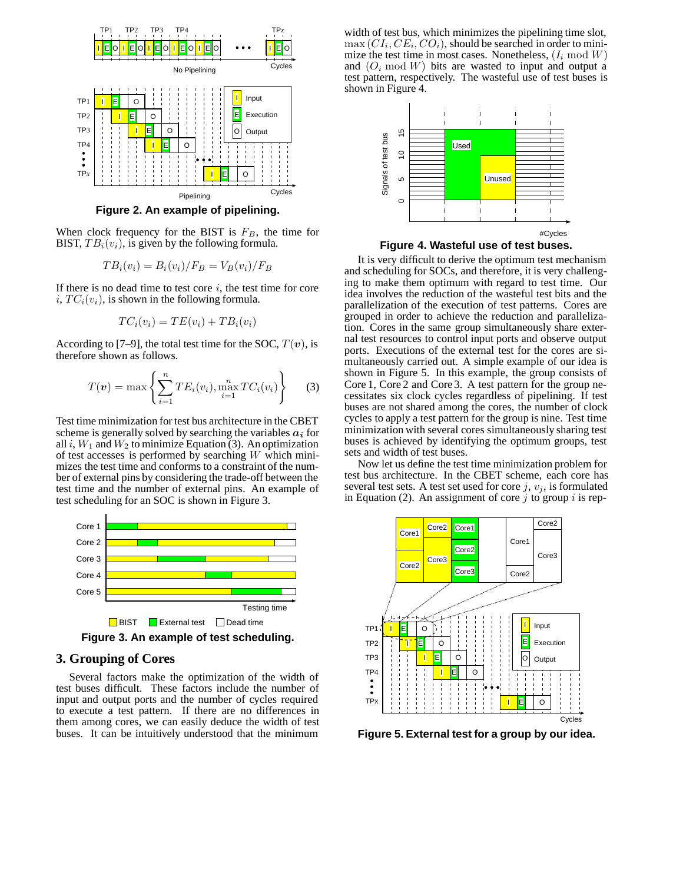Figure 2. An example of pipelining.

When clock frequency for the BIST is $F_B$, the time for BIST, $TB_i(v_i)$, is given by the following formula.

$$TB_i(v_i) = B_i(v_i)/F_B = V_B(v_i)/F_B$$

If there is no dead time to test core $i$, the test time for core $i$, $TC_i(v_i)$, is shown in the following formula.

$$TC_i(v_i) = TE(v_i) + TB_i(v_i)$$

According to [7–9], the total test time for the SOC, $T(\boldsymbol{v})$, is therefore shown as follows.

$$T(\boldsymbol{v}) = \max\left\{\sum_{i=1}^{n} TE_i(v_i), \max_{i=1}^{n} TC_i(v_i)\right\} \quad (3)$$

Test time minimization for test bus architecture in the CBET scheme is generally solved by searching the variables $\boldsymbol{a_i}$ for all $i$, $W_1$ and $W_2$ to minimize Equation (3). An optimization of test accesses is performed by searching $W$ which minimizes the test time and conforms to a constraint of the number of external pins by considering the trade-off between the test time and the number of external pins. An example of test scheduling for an SOC is shown in Figure 3.

Figure 3. An example of test scheduling.

## 3. Grouping of Cores

Several factors make the optimization of the width of test buses difficult. These factors include the number of input and output ports and the number of cycles required to execute a test pattern. If there are no differences in them among cores, we can easily deduce the width of test buses. It can be intuitively understood that the minimum width of test bus, which minimizes the pipelining time slot, $\max(CI_i, CE_i, CO_i)$, should be searched in order to minimize the test time in most cases. Nonetheless, $(I_i \bmod W)$ and $(O_i \bmod W)$ bits are wasted to input and output a test pattern, respectively. The wasteful use of test buses is shown in Figure 4.

Figure 4. Wasteful use of test buses.

It is very difficult to derive the optimum test mechanism and scheduling for SOCs, and therefore, it is very challenging to make them optimum with regard to test time. Our idea involves the reduction of the wasteful test bits and the parallelization of the execution of test patterns. Cores are grouped in order to achieve the reduction and parallelization. Cores in the same group simultaneously share external test resources to control input ports and observe output ports. Executions of the external test for the cores are simultaneously carried out. A simple example of our idea is shown in Figure 5. In this example, the group consists of Core 1, Core 2 and Core 3. A test pattern for the group necessitates six clock cycles regardless of pipelining. If test buses are not shared among the cores, the number of clock cycles to apply a test pattern for the group is nine. Test time minimization with several cores simultaneously sharing test buses is achieved by identifying the optimum groups, test sets and width of test buses.

Now let us define the test time minimization problem for test bus architecture. In the CBET scheme, each core has several test sets. A test set used for core $j$, $v_j$, is formulated in Equation (2). An assignment of core $j$ to group $i$ is rep-

Figure 5. External test for a group by our idea.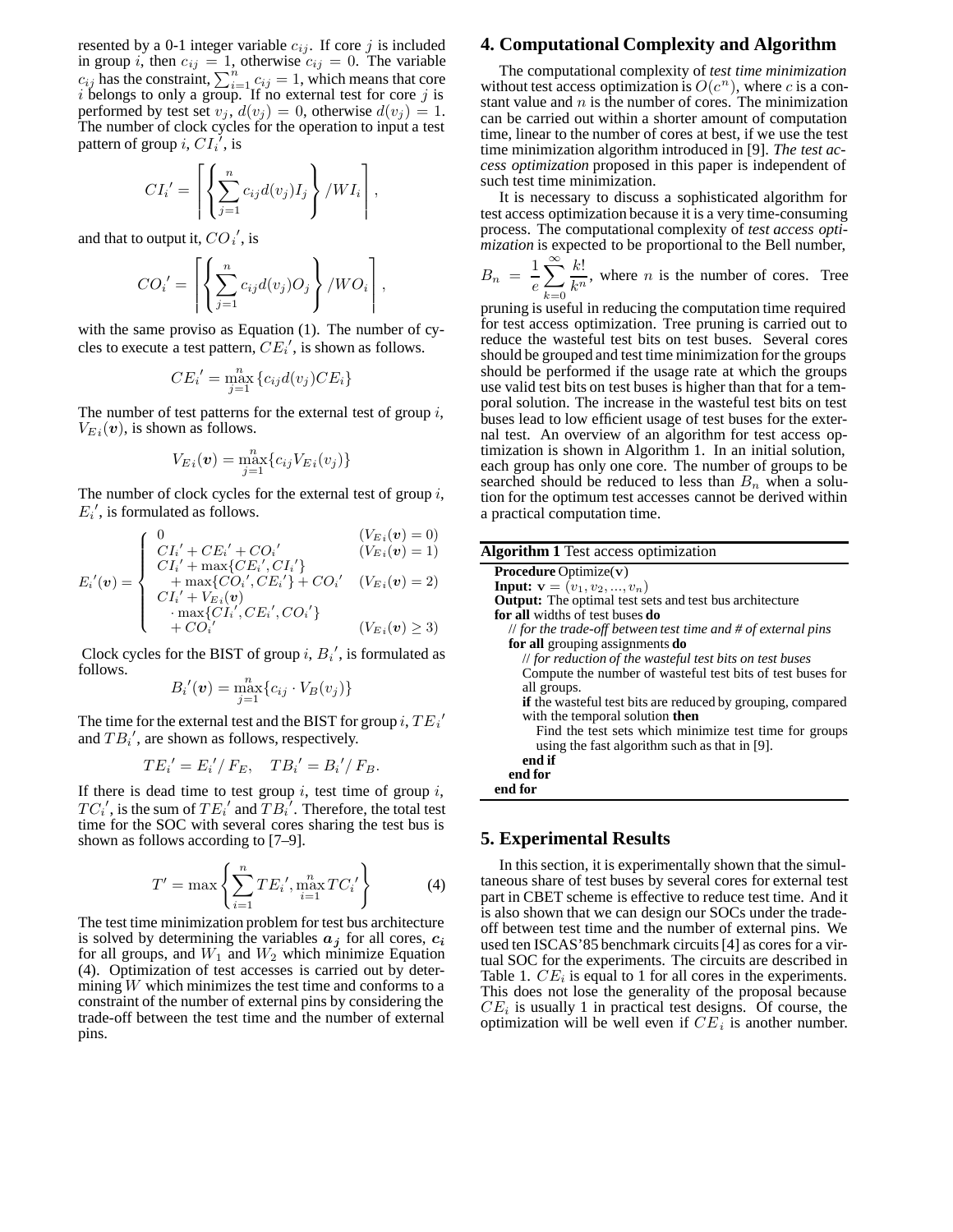resented by a 0-1 integer variable $c_{ij}$. If core $j$ is included in group $i$, then $c_{ij} = 1$, otherwise $c_{ij} = 0$. The variable $c_{ij}$ has the constraint, $\sum_{i=1}^{n} c_{ij} = 1$, which means that core $i$ belongs to only a group. If no external test for core $j$ is performed by test set $v_j$, $d(v_j) = 0$, otherwise $d(v_j) = 1$. The number of clock cycles for the operation to input a test pattern of group $i$, $CI_i{}'$, is

$$CI_i{}' = \left\lceil \left\{ \sum_{j=1}^{n} c_{ij} d(v_j) I_j \right\} / WI_i \right\rceil,$$

and that to output it, $CO_i{}'$, is

$$CO_i{}' = \left\lceil \left\{ \sum_{j=1}^{n} c_{ij} d(v_j) O_j \right\} / WO_i \right\rceil,$$

with the same proviso as Equation (1). The number of cycles to execute a test pattern, $CE_i{}'$, is shown as follows.

$$CE_i{}' = \max_{j=1}^{n} \{c_{ij} d(v_j) CE_i\}$$

The number of test patterns for the external test of group $i$, $V_{Ei}(\boldsymbol{v})$, is shown as follows.

$$V_{Ei}(\boldsymbol{v}) = \max_{j=1}^{n} \{c_{ij} V_{Ei}(v_j)\}$$

The number of clock cycles for the external test of group $i$, $E_i{}'$, is formulated as follows.

$$E_i{}'(\boldsymbol{v}) = \begin{cases} 0 & (V_{Ei}(\boldsymbol{v}) = 0) \\ CI_i{}' + CE_i{}' + CO_i{}' & (V_{Ei}(\boldsymbol{v}) = 1) \\ CI_i{}' + \max\{CE_i{}', CI_i{}'\} \\ \quad + \max\{CO_i{}', CE_i{}'\} + CO_i{}' & (V_{Ei}(\boldsymbol{v}) = 2) \\ CI_i{}' + V_{Ei}(\boldsymbol{v}) \\ \quad \cdot \max\{CI_i{}', CE_i{}', CO_i{}'\} \\ \quad + CO_i{}' & (V_{Ei}(\boldsymbol{v}) \geq 3) \end{cases}$$

Clock cycles for the BIST of group $i$, $B_i{}'$, is formulated as follows.

$$B_i{}'(\boldsymbol{v}) = \max_{j=1}^{n} \{c_{ij} \cdot V_B(v_j)\}$$

The time for the external test and the BIST for group $i$, $TE_i{}'$ and $TB_i{}'$, are shown as follows, respectively.

$$TE_i{}' = E_i{}' / F_E, \quad TB_i{}' = B_i{}' / F_B.$$

If there is dead time to test group $i$, test time of group $i$, $TC_i{}'$, is the sum of $TE_i{}'$ and $TB_i{}'$. Therefore, the total test time for the SOC with several cores sharing the test bus is shown as follows according to [7–9].

$$T' = \max \left\{ \sum_{i=1}^{n} TE_i{}', \max_{i=1}^{n} TC_i{}' \right\} \tag{4}$$

The test time minimization problem for test bus architecture is solved by determining the variables $\boldsymbol{a_j}$ for all cores, $\boldsymbol{c_i}$ for all groups, and $W_1$ and $W_2$ which minimize Equation (4). Optimization of test accesses is carried out by determining $W$ which minimizes the test time and conforms to a constraint of the number of external pins by considering the trade-off between the test time and the number of external pins.

## 4. Computational Complexity and Algorithm

The computational complexity of *test time minimization* without test access optimization is $O(c^n)$, where $c$ is a constant value and $n$ is the number of cores. The minimization can be carried out within a shorter amount of computation time, linear to the number of cores at best, if we use the test time minimization algorithm introduced in [9]. *The test access optimization* proposed in this paper is independent of such test time minimization.

It is necessary to discuss a sophisticated algorithm for test access optimization because it is a very time-consuming process. The computational complexity of *test access optimization* is expected to be proportional to the Bell number, $B_n = \frac{1}{e} \sum_{k=0}^{\infty} \frac{k!}{k^n}$, where $n$ is the number of cores. Tree pruning is useful in reducing the computation time required for test access optimization. Tree pruning is carried out to reduce the wasteful test bits on test buses. Several cores should be grouped and test time minimization for the groups should be performed if the usage rate at which the groups use valid test bits on test buses is higher than that for a temporal solution. The increase in the wasteful test bits on test buses lead to low efficient usage of test buses for the external test. An overview of an algorithm for test access optimization is shown in Algorithm 1. In an initial solution, each group has only one core. The number of groups to be searched should be reduced to less than $B_n$ when a solution for the optimum test accesses cannot be derived within a practical computation time.

**Algorithm 1** Test access optimization

```
Procedure Optimize(v)
Input: v = (v_1, v_2, ..., v_n)
Output: The optimal test sets and test bus architecture
for all widths of test buses do
  // for the trade-off between test time and # of external pins
  for all grouping assignments do
    // for reduction of the wasteful test bits on test buses
    Compute the number of wasteful test bits of test buses for
    all groups.
    if the wasteful test bits are reduced by grouping, compared
    with the temporal solution then
      Find the test sets which minimize test time for groups
      using the fast algorithm such as that in [9].
    end if
  end for
end for
```

## 5. Experimental Results

In this section, it is experimentally shown that the simultaneous share of test buses by several cores for external test part in CBET scheme is effective to reduce test time. And it is also shown that we can design our SOCs under the trade-off between test time and the number of external pins. We used ten ISCAS'85 benchmark circuits [4] as cores for a virtual SOC for the experiments. The circuits are described in Table 1. $CE_i$ is equal to 1 for all cores in the experiments. This does not lose the generality of the proposal because $CE_i$ is usually 1 in practical test designs. Of course, the optimization will be well even if $CE_i$ is another number.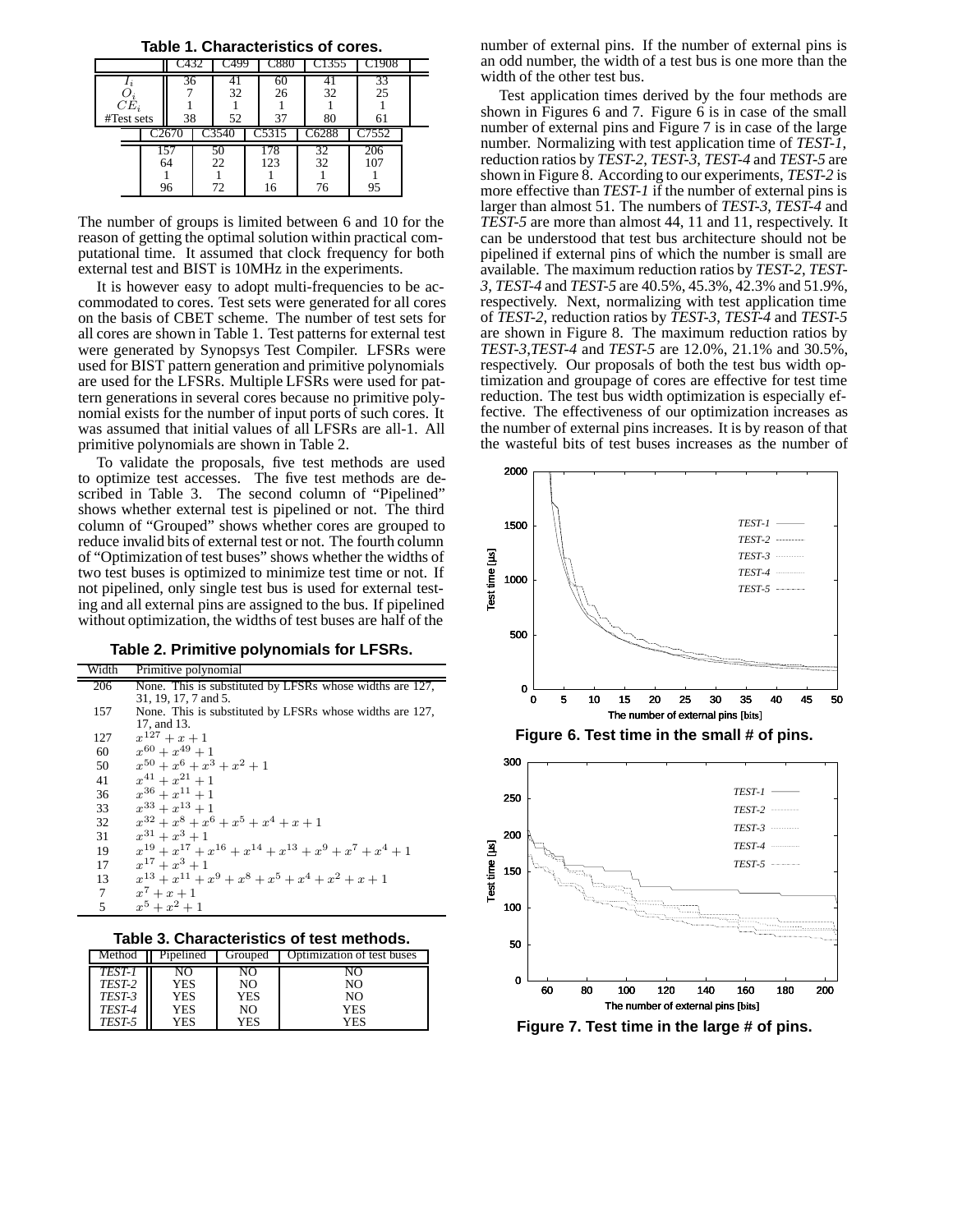**Table 1. Characteristics of cores.**

| | C432 | C499 | C880 | C1355 | C1908 |
|---|---|---|---|---|---|
| $I_i$ | 36 | 41 | 60 | 41 | 33 |
| $O_i$ | 7 | 32 | 26 | 32 | 25 |
| $CE_i$ | 1 | 1 | 1 | 1 | 1 |
| #Test sets | 38 | 52 | 37 | 80 | 61 |

| | C2670 | C3540 | C5315 | C6288 | C7552 |
|---|---|---|---|---|---|
| $I_i$ | 157 | 50 | 178 | 32 | 206 |
| $O_i$ | 64 | 22 | 123 | 32 | 107 |
| $CE_i$ | 1 | 1 | 1 | 1 | 1 |
| #Test sets | 96 | 72 | 16 | 76 | 95 |

The number of groups is limited between 6 and 10 for the reason of getting the optimal solution within practical computational time. It assumed that clock frequency for both external test and BIST is 10MHz in the experiments.

It is however easy to adopt multi-frequencies to be accommodated to cores. Test sets were generated for all cores on the basis of CBET scheme. The number of test sets for all cores are shown in Table 1. Test patterns for external test were generated by Synopsys Test Compiler. LFSRs were used for BIST pattern generation and primitive polynomials are used for the LFSRs. Multiple LFSRs were used for pattern generations in several cores because no primitive polynomial exists for the number of input ports of such cores. It was assumed that initial values of all LFSRs are all-1. All primitive polynomials are shown in Table 2.

To validate the proposals, five test methods are used to optimize test accesses. The five test methods are described in Table 3. The second column of "Pipelined" shows whether external test is pipelined or not. The third column of "Grouped" shows whether cores are grouped to reduce invalid bits of external test or not. The fourth column of "Optimization of test buses" shows whether the widths of two test buses is optimized to minimize test time or not. If not pipelined, only single test bus is used for external testing and all external pins are assigned to the bus. If pipelined without optimization, the widths of test buses are half of the

**Table 2. Primitive polynomials for LFSRs.**

| Width | Primitive polynomial |
|---|---|
| 206 | None. This is substituted by LFSRs whose widths are 127, 31, 19, 17, 7 and 5. |
| 157 | None. This is substituted by LFSRs whose widths are 127, 17, and 13. |
| 127 | $x^{127}+x+1$ |
| 60 | $x^{60}+x^{49}+1$ |
| 50 | $x^{50}+x^{6}+x^{3}+x^{2}+1$ |
| 41 | $x^{41}+x^{21}+1$ |
| 36 | $x^{36}+x^{11}+1$ |
| 33 | $x^{33}+x^{13}+1$ |
| 32 | $x^{32}+x^{8}+x^{6}+x^{5}+x^{4}+x+1$ |
| 31 | $x^{31}+x^{3}+1$ |
| 19 | $x^{19}+x^{17}+x^{16}+x^{14}+x^{13}+x^{9}+x^{7}+x^{4}+1$ |
| 17 | $x^{17}+x^{3}+1$ |
| 13 | $x^{13}+x^{11}+x^{9}+x^{8}+x^{5}+x^{4}+x^{2}+x+1$ |
| 7 | $x^{7}+x+1$ |
| 5 | $x^{5}+x^{2}+1$ |

**Table 3. Characteristics of test methods.**

| Method | Pipelined | Grouped | Optimization of test buses |
|---|---|---|---|
| *TEST-1* | NO | NO | NO |
| *TEST-2* | YES | NO | NO |
| *TEST-3* | YES | YES | NO |
| *TEST-4* | YES | NO | YES |
| *TEST-5* | YES | YES | YES |

number of external pins. If the number of external pins is an odd number, the width of a test bus is one more than the width of the other test bus.

Test application times derived by the four methods are shown in Figures 6 and 7. Figure 6 is in case of the small number of external pins and Figure 7 is in case of the large number. Normalizing with test application time of *TEST-1*, reduction ratios by *TEST-2*, *TEST-3*, *TEST-4* and *TEST-5* are shown in Figure 8. According to our experiments, *TEST-2* is more effective than *TEST-1* if the number of external pins is larger than almost 51. The numbers of *TEST-3*, *TEST-4* and *TEST-5* are more than almost 44, 11 and 11, respectively. It can be understood that test bus architecture should not be pipelined if external pins of which the number is small are available. The maximum reduction ratios by *TEST-2*, *TEST-3*, *TEST-4* and *TEST-5* are 40.5%, 45.3%, 42.3% and 51.9%, respectively. Next, normalizing with test application time of *TEST-2*, reduction ratios by *TEST-3*, *TEST-4* and *TEST-5* are shown in Figure 8. The maximum reduction ratios by *TEST-3*, *TEST-4* and *TEST-5* are 12.0%, 21.1% and 30.5%, respectively. Our proposals of both the test bus width optimization and groupage of cores are effective for test time reduction. The test bus width optimization is especially effective. The effectiveness of our optimization increases as the number of external pins increases. It is by reason of that the wasteful bits of test buses increases as the number of

**Figure 6. Test time in the small # of pins.**

**Figure 7. Test time in the large # of pins.**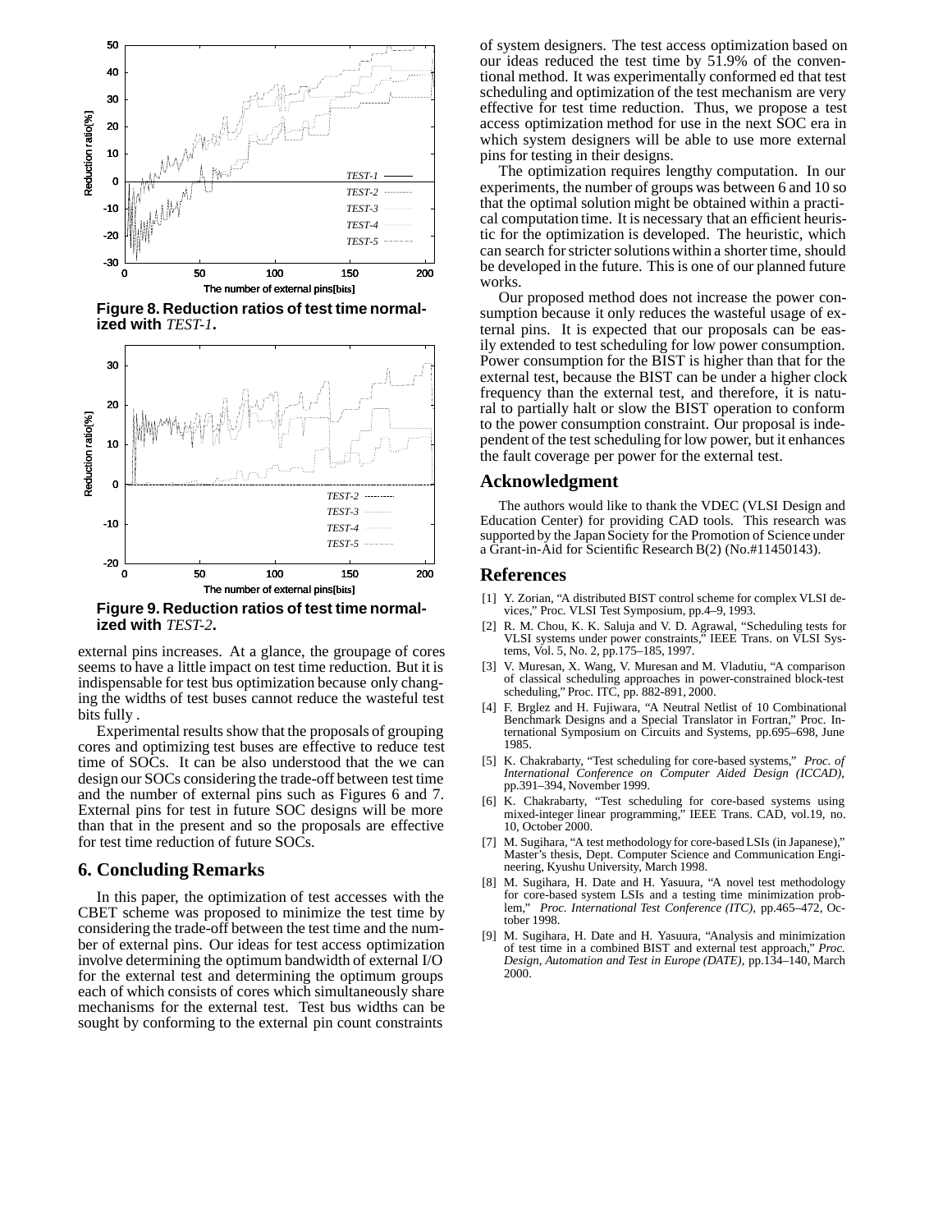50
40
30
20
10
0
-10
-20
-30
Reduction ratio[%]
0 50 100 150 200
The number of external pins[bits]
TEST-1
TEST-2
TEST-3
TEST-4
TEST-5

**Figure 8. Reduction ratios of test time normalized with** ***TEST-1*****.**

30
20
10
0
-10
-20
Reduction ratio[%]
0 50 100 150 200
The number of external pins[bits]
TEST-2
TEST-3
TEST-4
TEST-5

**Figure 9. Reduction ratios of test time normalized with** ***TEST-2*****.**

external pins increases. At a glance, the groupage of cores seems to have a little impact on test time reduction. But it is indispensable for test bus optimization because only changing the widths of test buses cannot reduce the wasteful test bits fully .

Experimental results show that the proposals of grouping cores and optimizing test buses are effective to reduce test time of SOCs. It can be also understood that the we can design our SOCs considering the trade-off between test time and the number of external pins such as Figures 6 and 7. External pins for test in future SOC designs will be more than that in the present and so the proposals are effective for test time reduction of future SOCs.

## 6. Concluding Remarks

In this paper, the optimization of test accesses with the CBET scheme was proposed to minimize the test time by considering the trade-off between the test time and the number of external pins. Our ideas for test access optimization involve determining the optimum bandwidth of external I/O for the external test and determining the optimum groups each of which consists of cores which simultaneously share mechanisms for the external test. Test bus widths can be sought by conforming to the external pin count constraints of system designers. The test access optimization based on our ideas reduced the test time by 51.9% of the conventional method. It was experimentally conformed ed that test scheduling and optimization of the test mechanism are very effective for test time reduction. Thus, we propose a test access optimization method for use in the next SOC era in which system designers will be able to use more external pins for testing in their designs.

The optimization requires lengthy computation. In our experiments, the number of groups was between 6 and 10 so that the optimal solution might be obtained within a practical computation time. It is necessary that an efficient heuristic for the optimization is developed. The heuristic, which can search for stricter solutions within a shorter time, should be developed in the future. This is one of our planned future works.

Our proposed method does not increase the power consumption because it only reduces the wasteful usage of external pins. It is expected that our proposals can be easily extended to test scheduling for low power consumption. Power consumption for the BIST is higher than that for the external test, because the BIST can be under a higher clock frequency than the external test, and therefore, it is natural to partially halt or slow the BIST operation to conform to the power consumption constraint. Our proposal is independent of the test scheduling for low power, but it enhances the fault coverage per power for the external test.

## Acknowledgment

The authors would like to thank the VDEC (VLSI Design and Education Center) for providing CAD tools. This research was supported by the Japan Society for the Promotion of Science under a Grant-in-Aid for Scientific Research B(2) (No.#11450143).

## References

[1] Y. Zorian, "A distributed BIST control scheme for complex VLSI devices," Proc. VLSI Test Symposium, pp.4–9, 1993.

[2] R. M. Chou, K. K. Saluja and V. D. Agrawal, "Scheduling tests for VLSI systems under power constraints," IEEE Trans. on VLSI Systems, Vol. 5, No. 2, pp.175–185, 1997.

[3] V. Muresan, X. Wang, V. Muresan and M. Vladutiu, "A comparison of classical scheduling approaches in power-constrained block-test scheduling," Proc. ITC, pp. 882-891, 2000.

[4] F. Brglez and H. Fujiwara, "A Neutral Netlist of 10 Combinational Benchmark Designs and a Special Translator in Fortran," Proc. International Symposium on Circuits and Systems, pp.695–698, June 1985.

[5] K. Chakrabarty, "Test scheduling for core-based systems," *Proc. of International Conference on Computer Aided Design (ICCAD)*, pp.391–394, November 1999.

[6] K. Chakrabarty, "Test scheduling for core-based systems using mixed-integer linear programming," IEEE Trans. CAD, vol.19, no. 10, October 2000.

[7] M. Sugihara, "A test methodology for core-based LSIs (in Japanese)," Master's thesis, Dept. Computer Science and Communication Engineering, Kyushu University, March 1998.

[8] M. Sugihara, H. Date and H. Yasuura, "A novel test methodology for core-based system LSIs and a testing time minimization problem," *Proc. International Test Conference (ITC)*, pp.465–472, October 1998.

[9] M. Sugihara, H. Date and H. Yasuura, "Analysis and minimization of test time in a combined BIST and external test approach," *Proc. Design, Automation and Test in Europe (DATE)*, pp.134–140, March 2000.